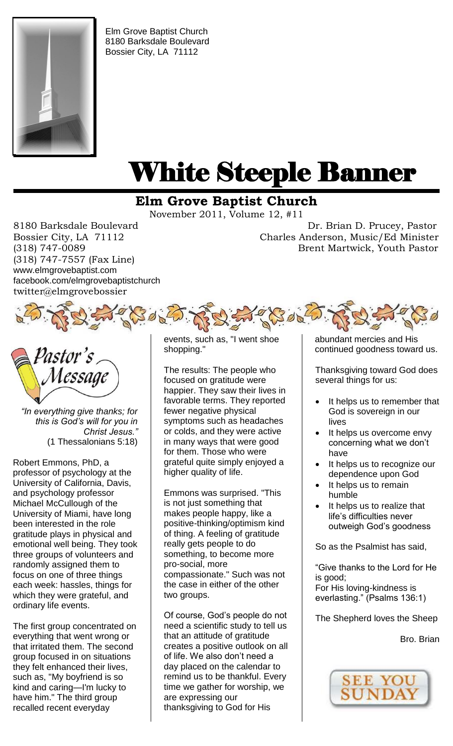Elm Grove Baptist Church
8180 Barksdale Boulevard
Bossier City, LA 71112

# White Steeple Banner

## Elm Grove Baptist Church

November 2011, Volume 12, #11

8180 Barksdale Boulevard
Bossier City, LA 71112
(318) 747-0089
(318) 747-7557 (Fax Line)
www.elmgrovebaptist.com
facebook.com/elmgrovebaptistchurch
twitter@elmgrovebossier

Dr. Brian D. Prucey, Pastor
Charles Anderson, Music/Ed Minister
Brent Martwick, Youth Pastor

### Pastor's Message

*"In everything give thanks; for this is God's will for you in Christ Jesus."*
(1 Thessalonians 5:18)

Robert Emmons, PhD, a professor of psychology at the University of California, Davis, and psychology professor Michael McCullough of the University of Miami, have long been interested in the role gratitude plays in physical and emotional well being. They took three groups of volunteers and randomly assigned them to focus on one of three things each week: hassles, things for which they were grateful, and ordinary life events.

The first group concentrated on everything that went wrong or that irritated them. The second group focused in on situations they felt enhanced their lives, such as, "My boyfriend is so kind and caring—I'm lucky to have him." The third group recalled recent everyday events, such as, "I went shoe shopping."

The results: The people who focused on gratitude were happier. They saw their lives in favorable terms. They reported fewer negative physical symptoms such as headaches or colds, and they were active in many ways that were good for them. Those who were grateful quite simply enjoyed a higher quality of life.

Emmons was surprised. "This is not just something that makes people happy, like a positive-thinking/optimism kind of thing. A feeling of gratitude really gets people to do something, to become more pro-social, more compassionate." Such was not the case in either of the other two groups.

Of course, God's people do not need a scientific study to tell us that an attitude of gratitude creates a positive outlook on all of life. We also don't need a day placed on the calendar to remind us to be thankful. Every time we gather for worship, we are expressing our thanksgiving to God for His abundant mercies and His continued goodness toward us.

Thanksgiving toward God does several things for us:

- It helps us to remember that God is sovereign in our lives
- It helps us overcome envy concerning what we don't have
- It helps us to recognize our dependence upon God
- It helps us to remain humble
- It helps us to realize that life's difficulties never outweigh God's goodness

So as the Psalmist has said,

"Give thanks to the Lord for He is good;
For His loving-kindness is everlasting." (Psalms 136:1)

The Shepherd loves the Sheep

Bro. Brian

SEE YOU SUNDAY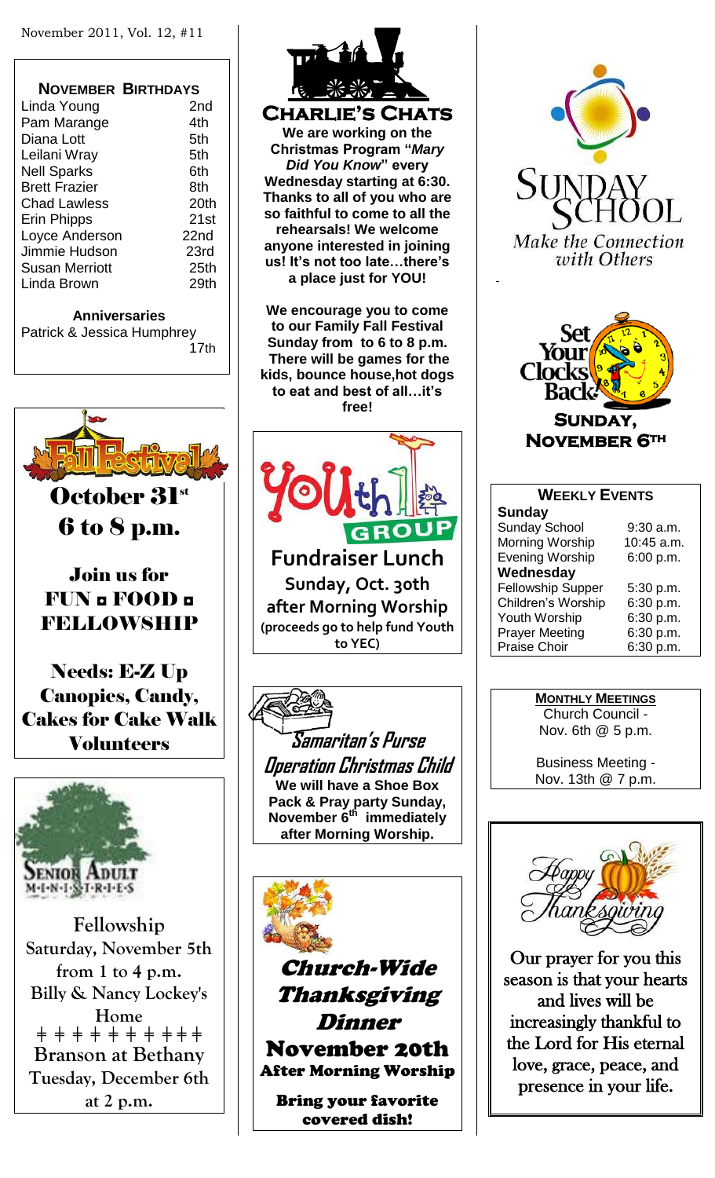November 2011, Vol. 12, #11

## NOVEMBER BIRTHDAYS

| | |
|---|---|
| Linda Young | 2nd |
| Pam Marange | 4th |
| Diana Lott | 5th |
| Leilani Wray | 5th |
| Nell Sparks | 6th |
| Brett Frazier | 8th |
| Chad Lawless | 20th |
| Erin Phipps | 21st |
| Loyce Anderson | 22nd |
| Jimmie Hudson | 23rd |
| Susan Merriott | 25th |
| Linda Brown | 29th |

**Anniversaries**

Patrick & Jessica Humphrey 17th

## Fall Festival

**October 31st**
**6 to 8 p.m.**

Join us for
FUN ▫ FOOD ▫ FELLOWSHIP

Needs: E-Z Up Canopies, Candy, Cakes for Cake Walk Volunteers

## Senior Adult Ministries

Fellowship
Saturday, November 5th
from 1 to 4 p.m.
Billy & Nancy Lockey's Home

+ + + + + + + + + + +

Branson at Bethany
Tuesday, December 6th
at 2 p.m.

## CHARLIE'S CHATS

**We are working on the Christmas Program "*Mary Did You Know*" every Wednesday starting at 6:30. Thanks to all of you who are so faithful to come to all the rehearsals! We welcome anyone interested in joining us! It's not too late…there's a place just for YOU!**

**We encourage you to come to our Family Fall Festival Sunday from to 6 to 8 p.m. There will be games for the kids, bounce house,hot dogs to eat and best of all…it's free!**

## Youth Group

**Fundraiser Lunch**
**Sunday, Oct. 30th**
**after Morning Worship**
**(proceeds go to help fund Youth to YEC)**

## Samaritan's Purse

**Operation Christmas Child**

**We will have a Shoe Box Pack & Pray party Sunday, November 6th immediately after Morning Worship.**

## Church-Wide Thanksgiving Dinner

**November 20th**
**After Morning Worship**

**Bring your favorite covered dish!**

## Sunday School

*Make the Connection with Others*

## Set Your Clocks Back!

**SUNDAY, NOVEMBER 6TH**

## WEEKLY EVENTS

| | |
|---|---|
| **Sunday** | |
| Sunday School | 9:30 a.m. |
| Morning Worship | 10:45 a.m. |
| Evening Worship | 6:00 p.m. |
| **Wednesday** | |
| Fellowship Supper | 5:30 p.m. |
| Children's Worship | 6:30 p.m. |
| Youth Worship | 6:30 p.m. |
| Prayer Meeting | 6:30 p.m. |
| Praise Choir | 6:30 p.m. |

**MONTHLY MEETINGS**

Church Council - Nov. 6th @ 5 p.m.

Business Meeting - Nov. 13th @ 7 p.m.

## Happy Thanksgiving

Our prayer for you this season is that your hearts and lives will be increasingly thankful to the Lord for His eternal love, grace, peace, and presence in your life.